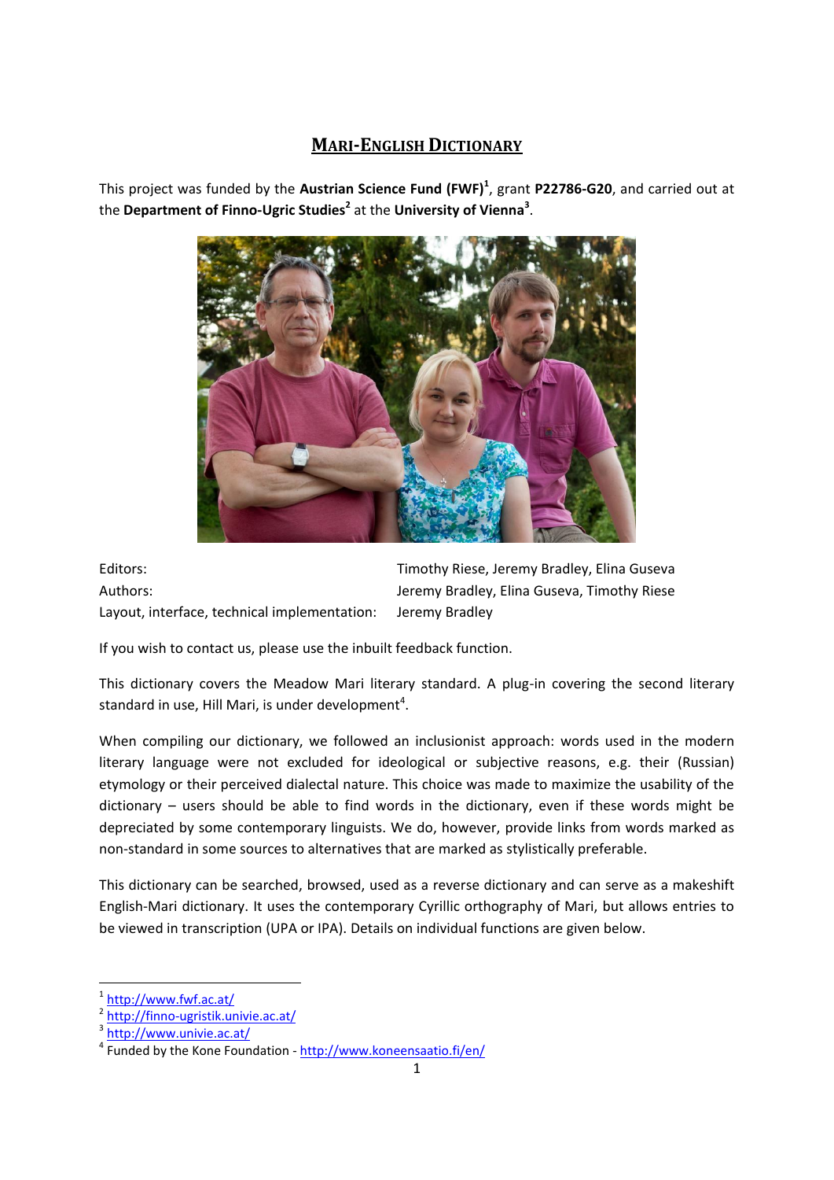# Mari-English Dictionary

This project was funded by the **Austrian Science Fund (FWF)**[1], grant **P22786-G20**, and carried out at the **Department of Finno-Ugric Studies**[2] at the **University of Vienna**[3].

| | |
|---|---|
| Editors: | Timothy Riese, Jeremy Bradley, Elina Guseva |
| Authors: | Jeremy Bradley, Elina Guseva, Timothy Riese |
| Layout, interface, technical implementation: | Jeremy Bradley |

If you wish to contact us, please use the inbuilt feedback function.

This dictionary covers the Meadow Mari literary standard. A plug-in covering the second literary standard in use, Hill Mari, is under development[4].

When compiling our dictionary, we followed an inclusionist approach: words used in the modern literary language were not excluded for ideological or subjective reasons, e.g. their (Russian) etymology or their perceived dialectal nature. This choice was made to maximize the usability of the dictionary – users should be able to find words in the dictionary, even if these words might be depreciated by some contemporary linguists. We do, however, provide links from words marked as non-standard in some sources to alternatives that are marked as stylistically preferable.

This dictionary can be searched, browsed, used as a reverse dictionary and can serve as a makeshift English-Mari dictionary. It uses the contemporary Cyrillic orthography of Mari, but allows entries to be viewed in transcription (UPA or IPA). Details on individual functions are given below.

---

[1] http://www.fwf.ac.at/
[2] http://finno-ugristik.univie.ac.at/
[3] http://www.univie.ac.at/
[4] Funded by the Kone Foundation - http://www.koneensaatio.fi/en/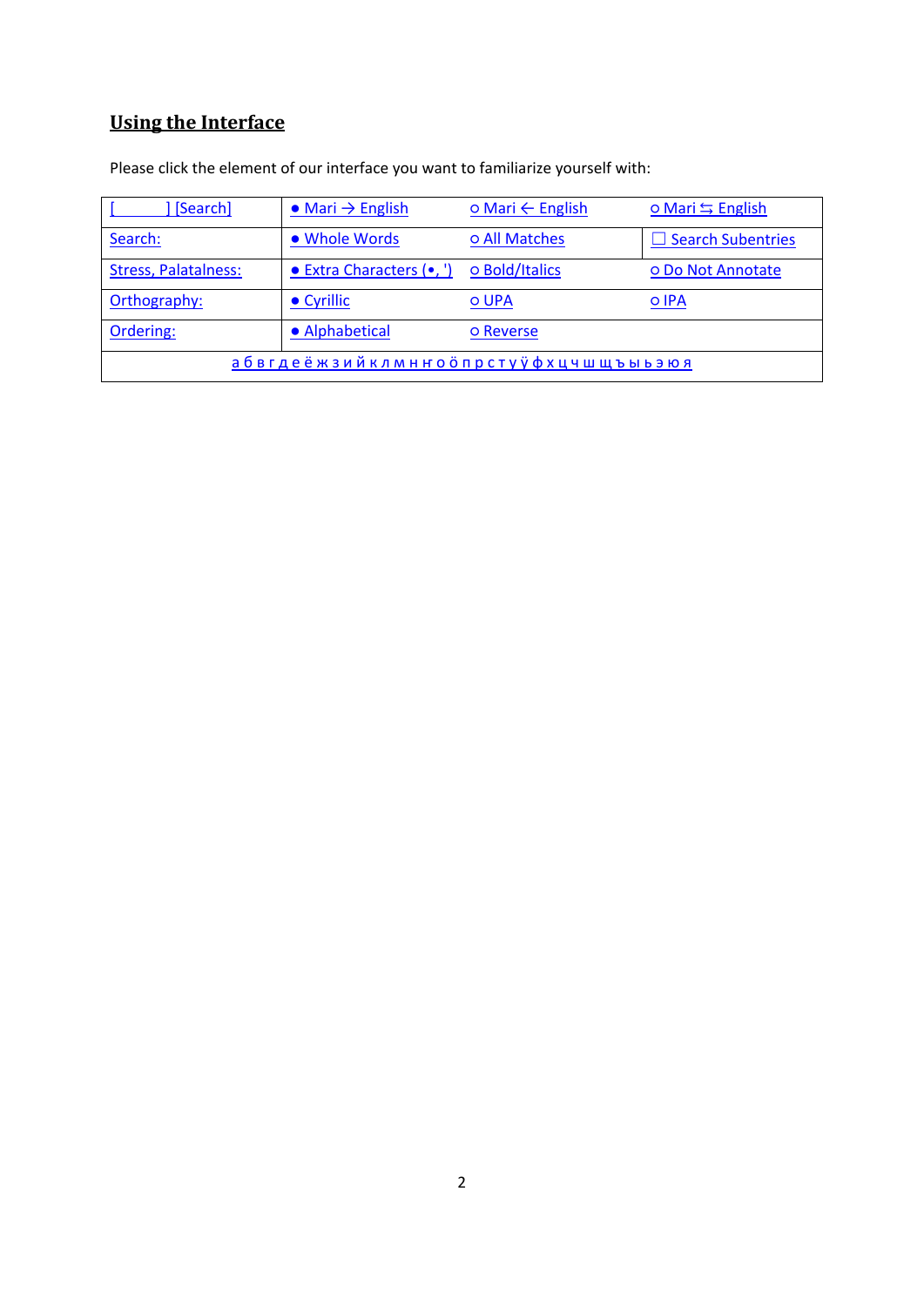## Using the Interface

Please click the element of our interface you want to familiarize yourself with:

| | | | |
|---|---|---|---|
| [          ] [Search] | ● Mari → English | ○ Mari ← English | ○ Mari ⇆ English |
| Search: | ● Whole Words | ○ All Matches | ☐ Search Subentries |
| Stress, Palatalness: | ● Extra Characters (•, ') | ○ Bold/Italics | ○ Do Not Annotate |
| Orthography: | ● Cyrillic | ○ UPA | ○ IPA |
| Ordering: | ● Alphabetical | ○ Reverse | |
| а б в г д е ё ж з и й к л м н ҥ о ӧ п р с т у ӱ ф х ц ч ш щ ъ ы ь э ю я | | | |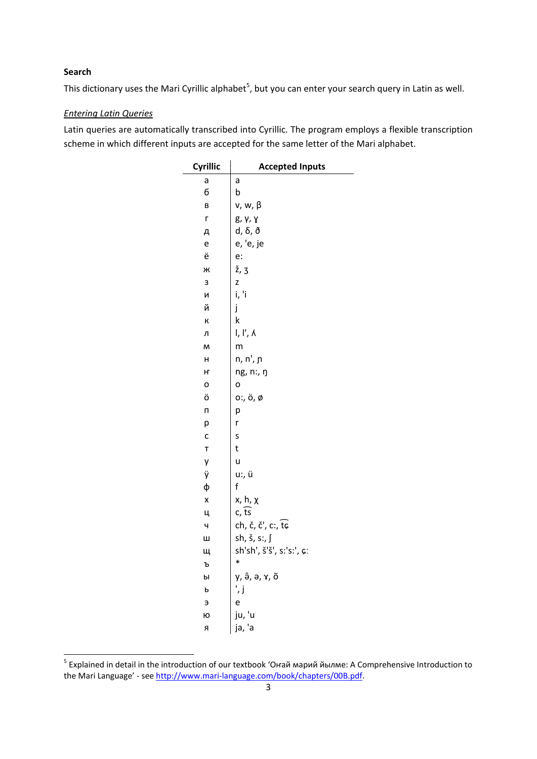**Search**

This dictionary uses the Mari Cyrillic alphabet[5], but you can enter your search query in Latin as well.

*Entering Latin Queries*

Latin queries are automatically transcribed into Cyrillic. The program employs a flexible transcription scheme in which different inputs are accepted for the same letter of the Mari alphabet.

| Cyrillic | Accepted Inputs |
|---|---|
| а | a |
| б | b |
| в | v, w, β |
| г | g, γ, ɣ |
| д | d, δ, ð |
| е | e, 'e, je |
| ё | e: |
| ж | ž, ʒ |
| з | z |
| и | i, 'i |
| й | j |
| к | k |
| л | l, l', ʎ |
| м | m |
| н | n, n', ɲ |
| ҥ | ng, n:, ŋ |
| о | o |
| ӧ | o:, ö, ø |
| п | p |
| р | r |
| с | s |
| т | t |
| у | u |
| ӱ | u:, ü |
| ф | f |
| х | x, h, χ |
| ц | c, t͡s |
| ч | ch, č, č', c:, t͡ɕ |
| ш | sh, š, s:, ʃ |
| щ | sh'sh', š'š', s:'s:', ɕ: |
| ъ | * |
| ы | y, ə̂, ə, ɤ, õ |
| ь | ', j |
| э | e |
| ю | ju, 'u |
| я | ja, 'a |

[5] Explained in detail in the introduction of our textbook 'Оҥай марий йылме: A Comprehensive Introduction to the Mari Language' - see http://www.mari-language.com/book/chapters/00B.pdf.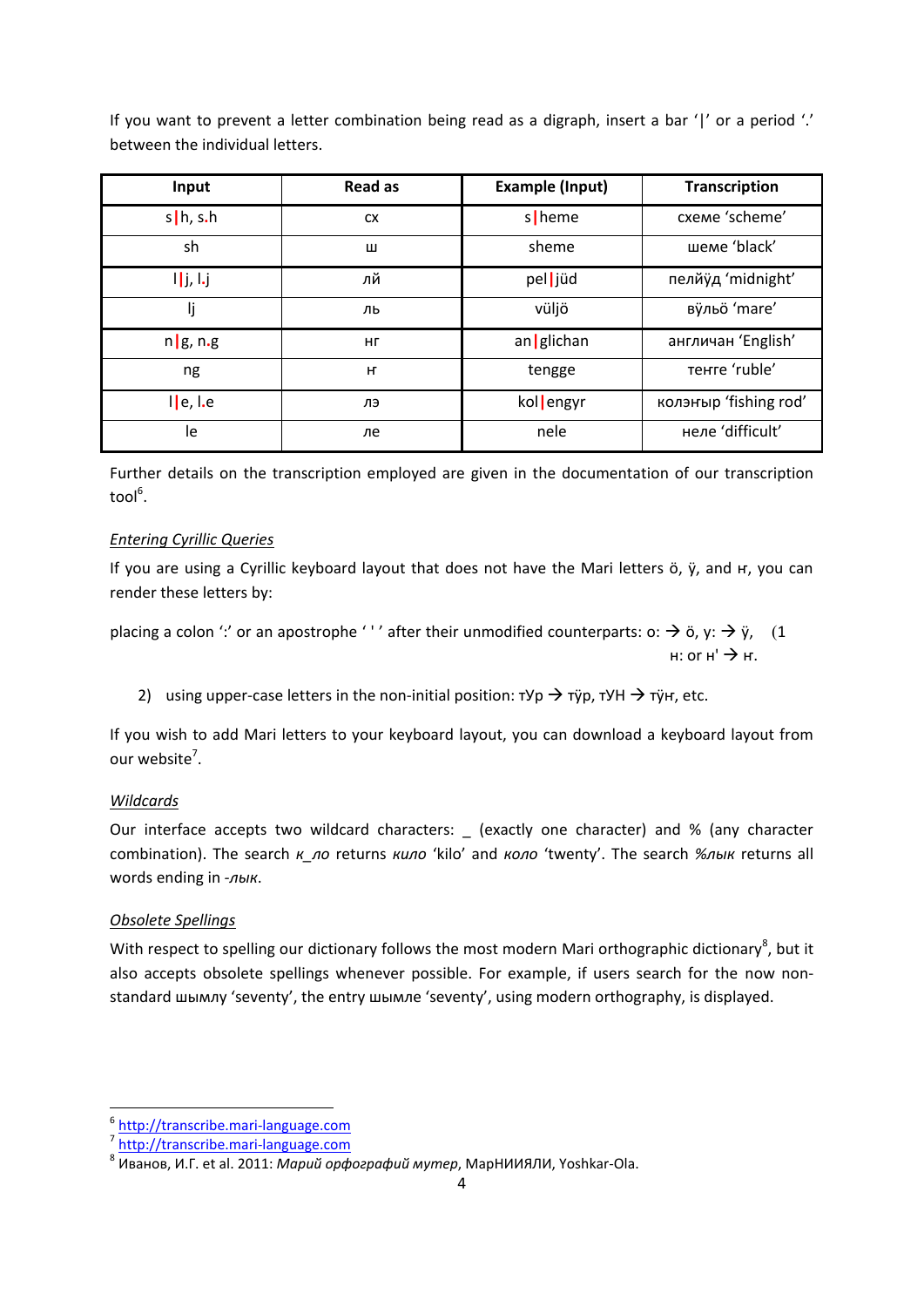If you want to prevent a letter combination being read as a digraph, insert a bar '|' or a period '.' between the individual letters.

| Input | Read as | Example (Input) | Transcription |
|---|---|---|---|
| s\|h, s.h | сх | s\|heme | схеме 'scheme' |
| sh | ш | sheme | шеме 'black' |
| l\|j, l.j | лй | pel\|jüd | пелйӱд 'midnight' |
| lj | ль | vüljö | вӱльӧ 'mare' |
| n\|g, n.g | нг | an\|glichan | англичан 'English' |
| ng | ҥ | tengge | теҥге 'ruble' |
| l\|e, l.e | лэ | kol\|engyr | колэҥыр 'fishing rod' |
| le | ле | nele | неле 'difficult' |

Further details on the transcription employed are given in the documentation of our transcription tool[6].

*Entering Cyrillic Queries*

If you are using a Cyrillic keyboard layout that does not have the Mari letters ӧ, ӱ, and ҥ, you can render these letters by:

1) placing a colon ':' or an apostrophe ' ' ' after their unmodified counterparts: о: → ӧ, у: → ӱ, н: or н' → ҥ.

2) using upper-case letters in the non-initial position: тУр → тӱр, тУН → тӱҥ, etc.

If you wish to add Mari letters to your keyboard layout, you can download a keyboard layout from our website[7].

*Wildcards*

Our interface accepts two wildcard characters: _ (exactly one character) and % (any character combination). The search *к_ло* returns *кило* 'kilo' and *коло* 'twenty'. The search *%лык* returns all words ending in *-лык*.

*Obsolete Spellings*

With respect to spelling our dictionary follows the most modern Mari orthographic dictionary[8], but it also accepts obsolete spellings whenever possible. For example, if users search for the now non-standard шымлу 'seventy', the entry шымле 'seventy', using modern orthography, is displayed.

---

[6] http://transcribe.mari-language.com
[7] http://transcribe.mari-language.com
[8] Иванов, И.Г. et al. 2011: *Марий орфографий мутер*, МарНИИЯЛИ, Yoshkar-Ola.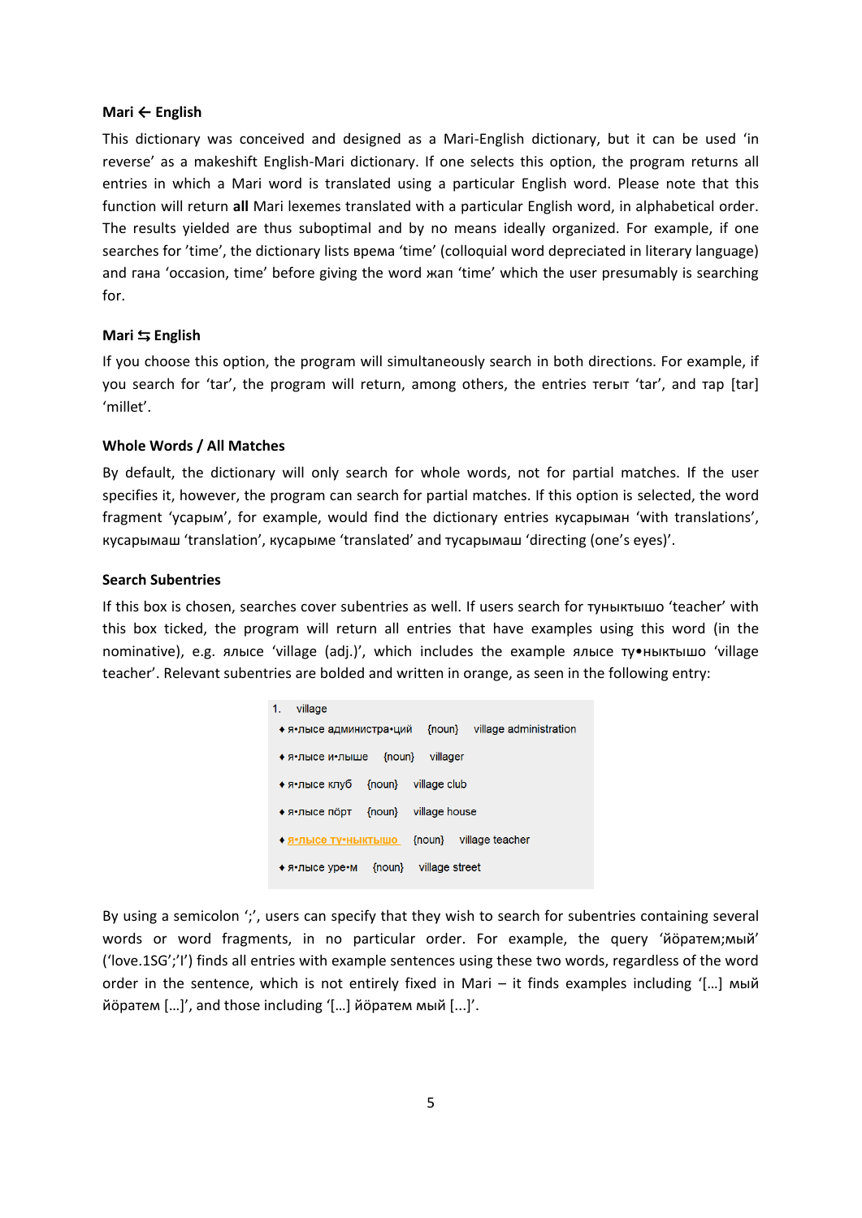**Mari ← English**

This dictionary was conceived and designed as a Mari-English dictionary, but it can be used 'in reverse' as a makeshift English-Mari dictionary. If one selects this option, the program returns all entries in which a Mari word is translated using a particular English word. Please note that this function will return **all** Mari lexemes translated with a particular English word, in alphabetical order. The results yielded are thus suboptimal and by no means ideally organized. For example, if one searches for 'time', the dictionary lists время 'time' (colloquial word depreciated in literary language) and гана 'occasion, time' before giving the word жап 'time' which the user presumably is searching for.

**Mari ⇆ English**

If you choose this option, the program will simultaneously search in both directions. For example, if you search for 'tar', the program will return, among others, the entries тегыт 'tar', and тар [tar] 'millet'.

**Whole Words / All Matches**

By default, the dictionary will only search for whole words, not for partial matches. If the user specifies it, however, the program can search for partial matches. If this option is selected, the word fragment 'усарым', for example, would find the dictionary entries кусарыман 'with translations', кусарымаш 'translation', кусарыме 'translated' and тусарымаш 'directing (one's eyes)'.

**Search Subentries**

If this box is chosen, searches cover subentries as well. If users search for туныктышо 'teacher' with this box ticked, the program will return all entries that have examples using this word (in the nominative), e.g. ялысе 'village (adj.)', which includes the example ялысе ту•ныктышо 'village teacher'. Relevant subentries are bolded and written in orange, as seen in the following entry:

1. village
- ♦ я•лысе администра•ций {noun} village administration
- ♦ я•лысе и•лыше {noun} villager
- ♦ я•лысе клуб {noun} village club
- ♦ я•лысе пӧрт {noun} village house
- ♦ **я•лысе ту•ныктышо** {noun} village teacher
- ♦ я•лысе уре•м {noun} village street

By using a semicolon ';', users can specify that they wish to search for subentries containing several words or word fragments, in no particular order. For example, the query 'йӧратем;мый' ('love.1SG';'I') finds all entries with example sentences using these two words, regardless of the word order in the sentence, which is not entirely fixed in Mari – it finds examples including '[…] мый йӧратем […]', and those including '[…] йӧратем мый [...]'.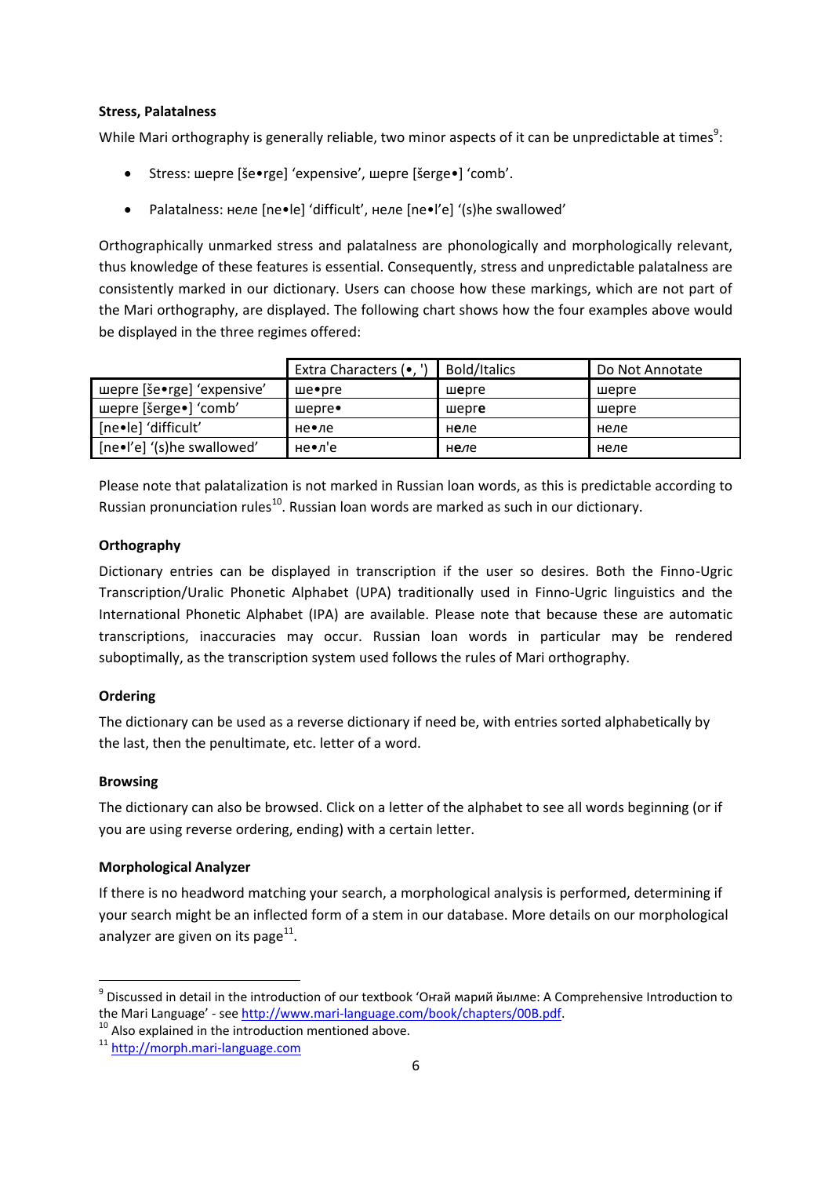**Stress, Palatalness**

While Mari orthography is generally reliable, two minor aspects of it can be unpredictable at times[9]:

- Stress: шерге [še•rge] 'expensive', шерге [šerge•] 'comb'.
- Palatalness: неле [ne•le] 'difficult', неле [ne•l'e] '(s)he swallowed'

Orthographically unmarked stress and palatalness are phonologically and morphologically relevant, thus knowledge of these features is essential. Consequently, stress and unpredictable palatalness are consistently marked in our dictionary. Users can choose how these markings, which are not part of the Mari orthography, are displayed. The following chart shows how the four examples above would be displayed in the three regimes offered:

| | Extra Characters (•, ') | Bold/Italics | Do Not Annotate |
|---|---|---|---|
| шерге [še•rge] 'expensive' | ше•рге | ш**е**рге | шерге |
| шерге [šerge•] 'comb' | шерге• | шерг**е** | шерге |
| [ne•le] 'difficult' | не•ле | н**е**ле | неле |
| [ne•l'e] '(s)he swallowed' | не•л'е | н**е**_л_е | неле |

Please note that palatalization is not marked in Russian loan words, as this is predictable according to Russian pronunciation rules[10]. Russian loan words are marked as such in our dictionary.

**Orthography**

Dictionary entries can be displayed in transcription if the user so desires. Both the Finno-Ugric Transcription/Uralic Phonetic Alphabet (UPA) traditionally used in Finno-Ugric linguistics and the International Phonetic Alphabet (IPA) are available. Please note that because these are automatic transcriptions, inaccuracies may occur. Russian loan words in particular may be rendered suboptimally, as the transcription system used follows the rules of Mari orthography.

**Ordering**

The dictionary can be used as a reverse dictionary if need be, with entries sorted alphabetically by the last, then the penultimate, etc. letter of a word.

**Browsing**

The dictionary can also be browsed. Click on a letter of the alphabet to see all words beginning (or if you are using reverse ordering, ending) with a certain letter.

**Morphological Analyzer**

If there is no headword matching your search, a morphological analysis is performed, determining if your search might be an inflected form of a stem in our database. More details on our morphological analyzer are given on its page[11].

---

[9] Discussed in detail in the introduction of our textbook 'Оҥай марий йылме: A Comprehensive Introduction to the Mari Language' - see http://www.mari-language.com/book/chapters/00B.pdf.

[10] Also explained in the introduction mentioned above.

[11] http://morph.mari-language.com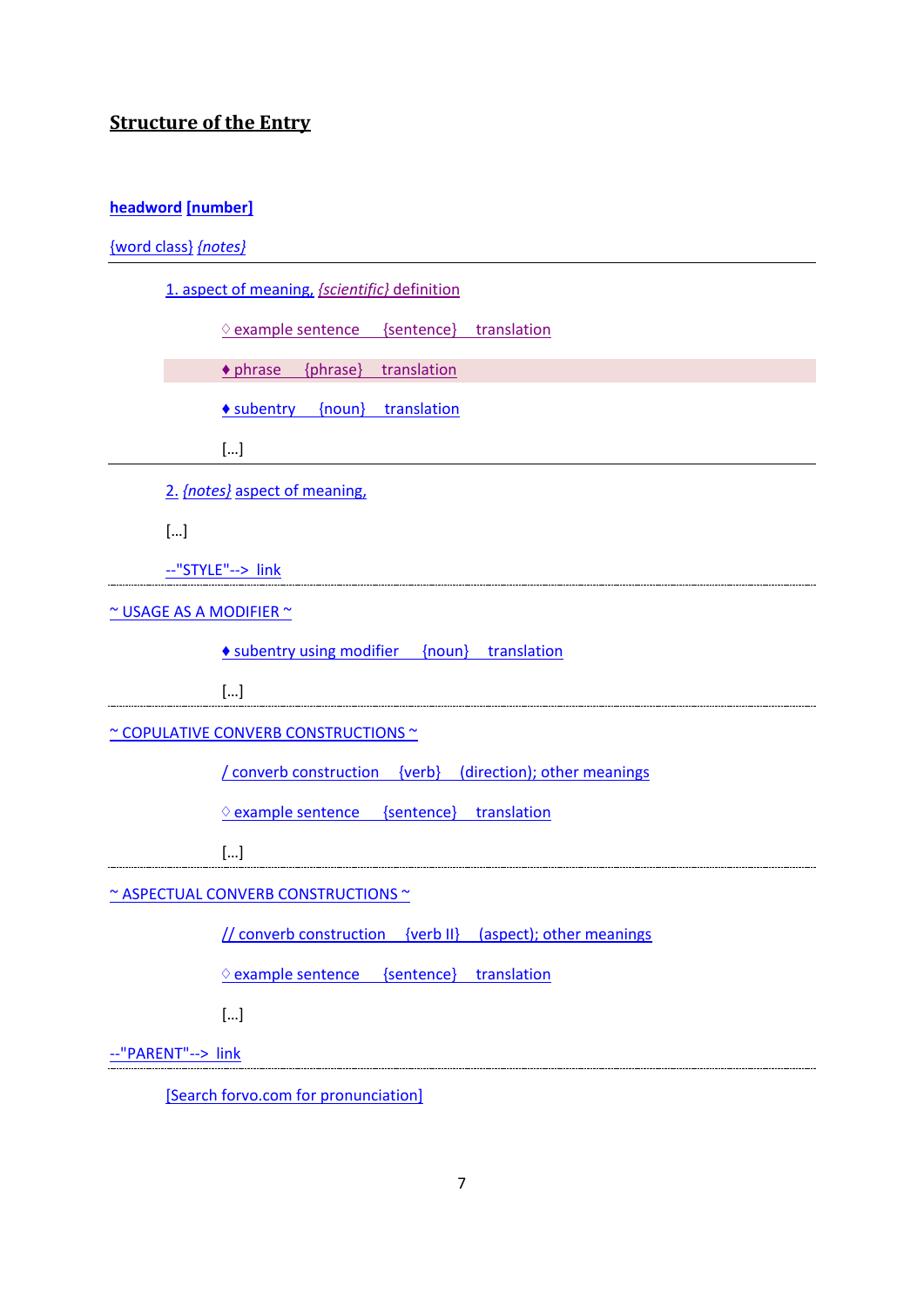## Structure of the Entry

**headword [number]**

{word class} *{notes}*

---

1. aspect of meaning, *{scientific}* definition

    ♢ example sentence {sentence} translation

    ♦ phrase {phrase} translation

    ♦ subentry {noun} translation

    […]

---

2. *{notes}* aspect of meaning,

[…]

--"STYLE"--> link

---

~ USAGE AS A MODIFIER ~

♦ subentry using modifier {noun} translation

[…]

---

~ COPULATIVE CONVERB CONSTRUCTIONS ~

/ converb construction {verb} (direction); other meanings

♢ example sentence {sentence} translation

[…]

---

~ ASPECTUAL CONVERB CONSTRUCTIONS ~

// converb construction {verb II} (aspect); other meanings

♢ example sentence {sentence} translation

[…]

--"PARENT"--> link

---

[Search forvo.com for pronunciation]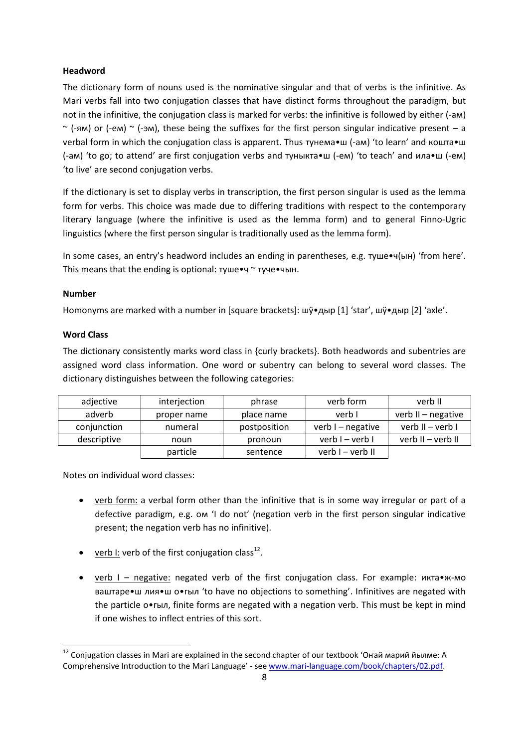**Headword**

The dictionary form of nouns used is the nominative singular and that of verbs is the infinitive. As Mari verbs fall into two conjugation classes that have distinct forms throughout the paradigm, but not in the infinitive, the conjugation class is marked for verbs: the infinitive is followed by either (-ам) ~ (-ям) or (-ем) ~ (-эм), these being the suffixes for the first person singular indicative present – a verbal form in which the conjugation class is apparent. Thus тунема•ш (-ам) 'to learn' and кошта•ш (-ам) 'to go; to attend' are first conjugation verbs and туныкта•ш (-ем) 'to teach' and ила•ш (-ем) 'to live' are second conjugation verbs.

If the dictionary is set to display verbs in transcription, the first person singular is used as the lemma form for verbs. This choice was made due to differing traditions with respect to the contemporary literary language (where the infinitive is used as the lemma form) and to general Finno-Ugric linguistics (where the first person singular is traditionally used as the lemma form).

In some cases, an entry's headword includes an ending in parentheses, e.g. туше•ч(ын) 'from here'. This means that the ending is optional: туше•ч ~ туче•чын.

**Number**

Homonyms are marked with a number in [square brackets]: шӱ•дыр [1] 'star', шӱ•дыр [2] 'axle'.

**Word Class**

The dictionary consistently marks word class in {curly brackets}. Both headwords and subentries are assigned word class information. One word or subentry can belong to several word classes. The dictionary distinguishes between the following categories:

| adjective | interjection | phrase | verb form | verb II |
|---|---|---|---|---|
| adverb | proper name | place name | verb I | verb II – negative |
| conjunction | numeral | postposition | verb I – negative | verb II – verb I |
| descriptive | noun | pronoun | verb I – verb I | verb II – verb II |
| | particle | sentence | verb I – verb II | |

Notes on individual word classes:

- verb form: a verbal form other than the infinitive that is in some way irregular or part of a defective paradigm, e.g. ом 'I do not' (negation verb in the first person singular indicative present; the negation verb has no infinitive).

- verb I: verb of the first conjugation class[12].

- verb I – negative: negated verb of the first conjugation class. For example: икта•ж-мо ваштаре•ш лия•ш о•гыл 'to have no objections to something'. Infinitives are negated with the particle о•гыл, finite forms are negated with a negation verb. This must be kept in mind if one wishes to inflect entries of this sort.

[12] Conjugation classes in Mari are explained in the second chapter of our textbook 'Оҥай марий йылме: A Comprehensive Introduction to the Mari Language' - see www.mari-language.com/book/chapters/02.pdf.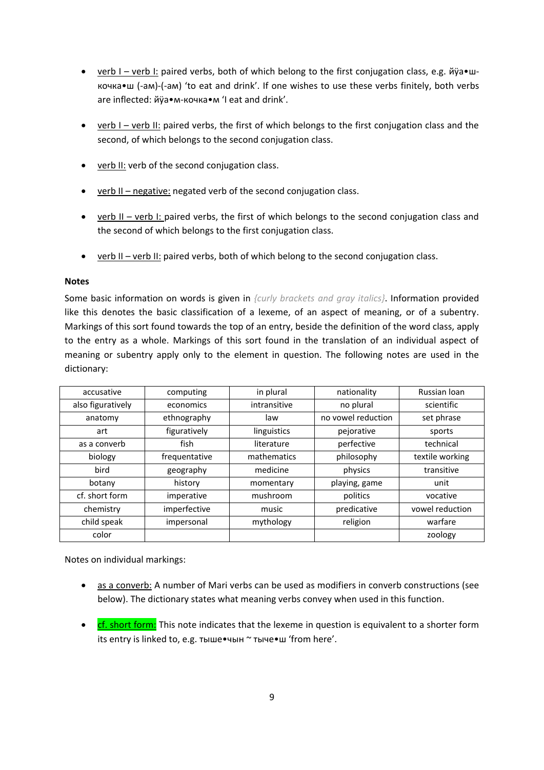- verb I – verb I: paired verbs, both of which belong to the first conjugation class, e.g. йӱа•ш-кочка•ш (-ам)-(-ам) 'to eat and drink'. If one wishes to use these verbs finitely, both verbs are inflected: йӱа•м-кочка•м 'I eat and drink'.

- verb I – verb II: paired verbs, the first of which belongs to the first conjugation class and the second, of which belongs to the second conjugation class.

- verb II: verb of the second conjugation class.

- verb II – negative: negated verb of the second conjugation class.

- verb II – verb I: paired verbs, the first of which belongs to the second conjugation class and the second of which belongs to the first conjugation class.

- verb II – verb II: paired verbs, both of which belong to the second conjugation class.

**Notes**

Some basic information on words is given in *{curly brackets and gray italics}*. Information provided like this denotes the basic classification of a lexeme, of an aspect of meaning, or of a subentry. Markings of this sort found towards the top of an entry, beside the definition of the word class, apply to the entry as a whole. Markings of this sort found in the translation of an individual aspect of meaning or subentry apply only to the element in question. The following notes are used in the dictionary:

| | | | | |
|---|---|---|---|---|
| accusative | computing | in plural | nationality | Russian loan |
| also figuratively | economics | intransitive | no plural | scientific |
| anatomy | ethnography | law | no vowel reduction | set phrase |
| art | figuratively | linguistics | pejorative | sports |
| as a converb | fish | literature | perfective | technical |
| biology | frequentative | mathematics | philosophy | textile working |
| bird | geography | medicine | physics | transitive |
| botany | history | momentary | playing, game | unit |
| cf. short form | imperative | mushroom | politics | vocative |
| chemistry | imperfective | music | predicative | vowel reduction |
| child speak | impersonal | mythology | religion | warfare |
| color | | | | zoology |

Notes on individual markings:

- as a converb: A number of Mari verbs can be used as modifiers in converb constructions (see below). The dictionary states what meaning verbs convey when used in this function.

- cf. short form: This note indicates that the lexeme in question is equivalent to a shorter form its entry is linked to, e.g. тыше•чын ~ тыче•ш 'from here'.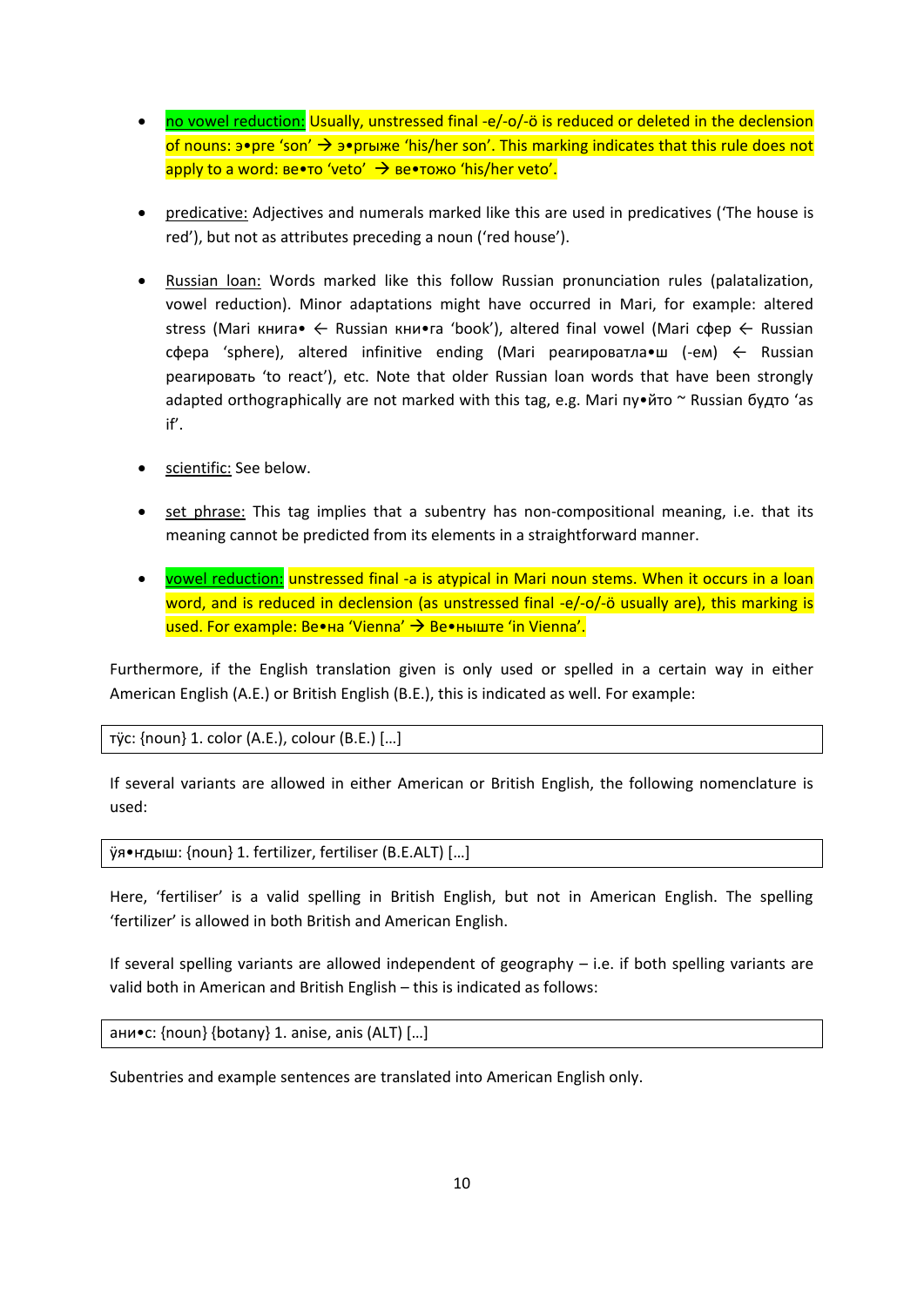- no vowel reduction: Usually, unstressed final -e/-o/-ö is reduced or deleted in the declension of nouns: э•рге 'son' → э•ргыже 'his/her son'. This marking indicates that this rule does not apply to a word: ве•то 'veto' → ве•тожо 'his/her veto'.

- predicative: Adjectives and numerals marked like this are used in predicatives ('The house is red'), but not as attributes preceding a noun ('red house').

- Russian loan: Words marked like this follow Russian pronunciation rules (palatalization, vowel reduction). Minor adaptations might have occurred in Mari, for example: altered stress (Mari книга• ← Russian кни•га 'book'), altered final vowel (Mari сфер ← Russian сфера 'sphere'), altered infinitive ending (Mari реагироватла•ш (-ем) ← Russian реагировать 'to react'), etc. Note that older Russian loan words that have been strongly adapted orthographically are not marked with this tag, e.g. Mari пу•йто ~ Russian будто 'as if'.

- scientific: See below.

- set phrase: This tag implies that a subentry has non-compositional meaning, i.e. that its meaning cannot be predicted from its elements in a straightforward manner.

- vowel reduction: unstressed final -a is atypical in Mari noun stems. When it occurs in a loan word, and is reduced in declension (as unstressed final -e/-o/-ö usually are), this marking is used. For example: Ве•на 'Vienna' → Ве•ныште 'in Vienna'.

Furthermore, if the English translation given is only used or spelled in a certain way in either American English (A.E.) or British English (B.E.), this is indicated as well. For example:

```
тӱс: {noun} 1. color (A.E.), colour (B.E.) […]
```

If several variants are allowed in either American or British English, the following nomenclature is used:

```
ӱя•ҥдыш: {noun} 1. fertilizer, fertiliser (B.E.ALT) […]
```

Here, 'fertiliser' is a valid spelling in British English, but not in American English. The spelling 'fertilizer' is allowed in both British and American English.

If several spelling variants are allowed independent of geography – i.e. if both spelling variants are valid both in American and British English – this is indicated as follows:

```
ани•с: {noun} {botany} 1. anise, anis (ALT) […]
```

Subentries and example sentences are translated into American English only.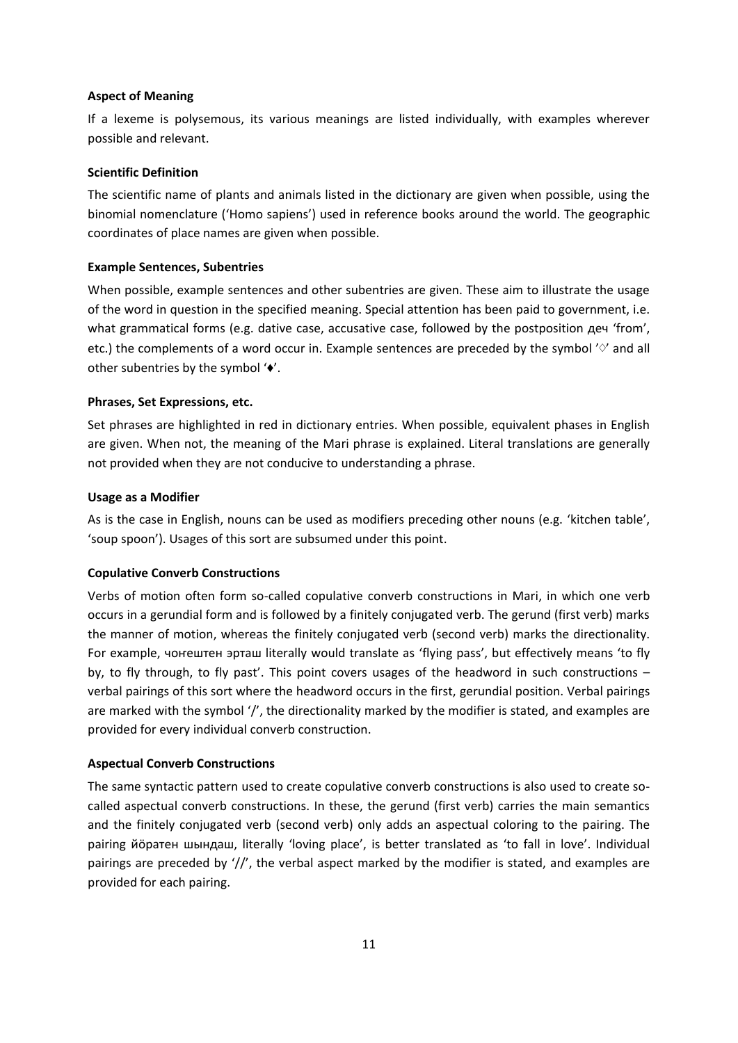### Aspect of Meaning

If a lexeme is polysemous, its various meanings are listed individually, with examples wherever possible and relevant.

### Scientific Definition

The scientific name of plants and animals listed in the dictionary are given when possible, using the binomial nomenclature ('Homo sapiens') used in reference books around the world. The geographic coordinates of place names are given when possible.

### Example Sentences, Subentries

When possible, example sentences and other subentries are given. These aim to illustrate the usage of the word in question in the specified meaning. Special attention has been paid to government, i.e. what grammatical forms (e.g. dative case, accusative case, followed by the postposition деч 'from', etc.) the complements of a word occur in. Example sentences are preceded by the symbol '♢' and all other subentries by the symbol '♦'.

### Phrases, Set Expressions, etc.

Set phrases are highlighted in red in dictionary entries. When possible, equivalent phases in English are given. When not, the meaning of the Mari phrase is explained. Literal translations are generally not provided when they are not conducive to understanding a phrase.

### Usage as a Modifier

As is the case in English, nouns can be used as modifiers preceding other nouns (e.g. 'kitchen table', 'soup spoon'). Usages of this sort are subsumed under this point.

### Copulative Converb Constructions

Verbs of motion often form so-called copulative converb constructions in Mari, in which one verb occurs in a gerundial form and is followed by a finitely conjugated verb. The gerund (first verb) marks the manner of motion, whereas the finitely conjugated verb (second verb) marks the directionality. For example, чоҥештен эрташ literally would translate as 'flying pass', but effectively means 'to fly by, to fly through, to fly past'. This point covers usages of the headword in such constructions – verbal pairings of this sort where the headword occurs in the first, gerundial position. Verbal pairings are marked with the symbol '/', the directionality marked by the modifier is stated, and examples are provided for every individual converb construction.

### Aspectual Converb Constructions

The same syntactic pattern used to create copulative converb constructions is also used to create so-called aspectual converb constructions. In these, the gerund (first verb) carries the main semantics and the finitely conjugated verb (second verb) only adds an aspectual coloring to the pairing. The pairing йӧратен шындаш, literally 'loving place', is better translated as 'to fall in love'. Individual pairings are preceded by '//', the verbal aspect marked by the modifier is stated, and examples are provided for each pairing.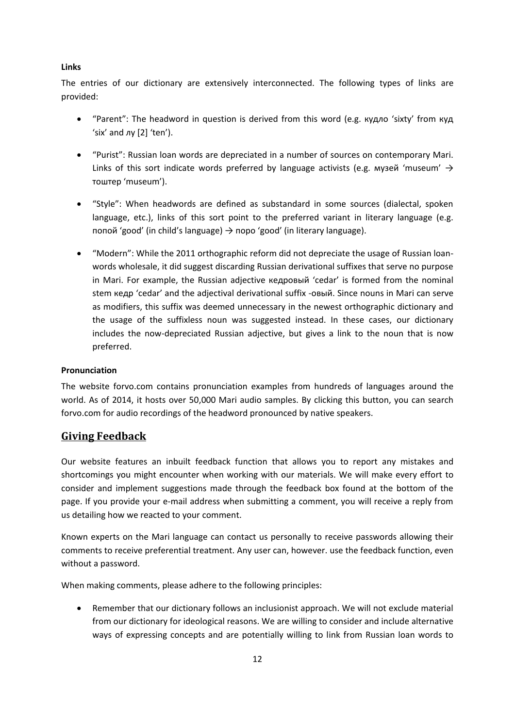**Links**

The entries of our dictionary are extensively interconnected. The following types of links are provided:

- "Parent": The headword in question is derived from this word (e.g. кудло 'sixty' from куд 'six' and лу [2] 'ten').
- "Purist": Russian loan words are depreciated in a number of sources on contemporary Mari. Links of this sort indicate words preferred by language activists (e.g. музей 'museum' → тоштер 'museum').
- "Style": When headwords are defined as substandard in some sources (dialectal, spoken language, etc.), links of this sort point to the preferred variant in literary language (e.g. попой 'good' (in child's language) → поро 'good' (in literary language).
- "Modern": While the 2011 orthographic reform did not depreciate the usage of Russian loan-words wholesale, it did suggest discarding Russian derivational suffixes that serve no purpose in Mari. For example, the Russian adjective кедровый 'cedar' is formed from the nominal stem кедр 'cedar' and the adjectival derivational suffix -овый. Since nouns in Mari can serve as modifiers, this suffix was deemed unnecessary in the newest orthographic dictionary and the usage of the suffixless noun was suggested instead. In these cases, our dictionary includes the now-depreciated Russian adjective, but gives a link to the noun that is now preferred.

**Pronunciation**

The website forvo.com contains pronunciation examples from hundreds of languages around the world. As of 2014, it hosts over 50,000 Mari audio samples. By clicking this button, you can search forvo.com for audio recordings of the headword pronounced by native speakers.

## Giving Feedback

Our website features an inbuilt feedback function that allows you to report any mistakes and shortcomings you might encounter when working with our materials. We will make every effort to consider and implement suggestions made through the feedback box found at the bottom of the page. If you provide your e-mail address when submitting a comment, you will receive a reply from us detailing how we reacted to your comment.

Known experts on the Mari language can contact us personally to receive passwords allowing their comments to receive preferential treatment. Any user can, however. use the feedback function, even without a password.

When making comments, please adhere to the following principles:

- Remember that our dictionary follows an inclusionist approach. We will not exclude material from our dictionary for ideological reasons. We are willing to consider and include alternative ways of expressing concepts and are potentially willing to link from Russian loan words to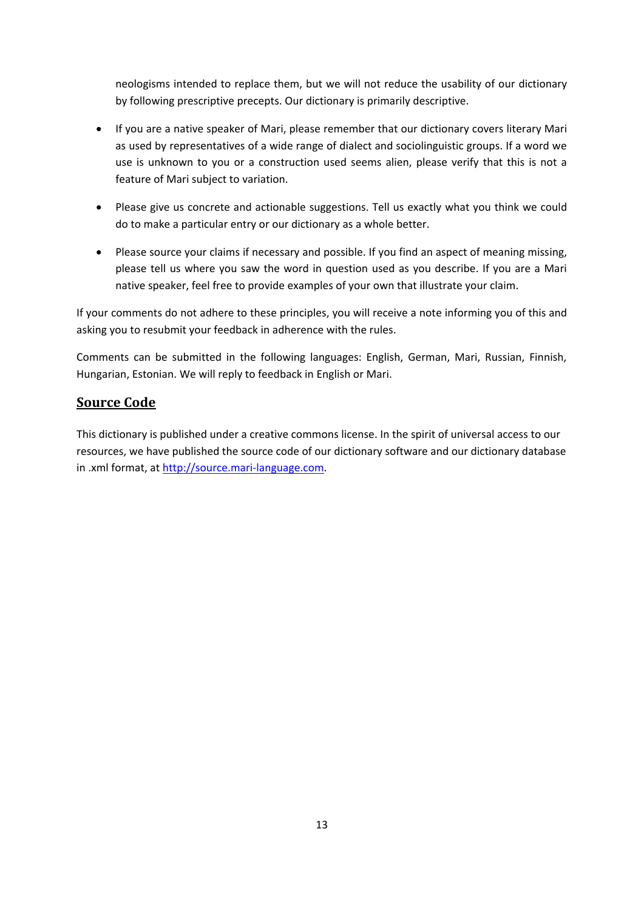neologisms intended to replace them, but we will not reduce the usability of our dictionary by following prescriptive precepts. Our dictionary is primarily descriptive.

- If you are a native speaker of Mari, please remember that our dictionary covers literary Mari as used by representatives of a wide range of dialect and sociolinguistic groups. If a word we use is unknown to you or a construction used seems alien, please verify that this is not a feature of Mari subject to variation.
- Please give us concrete and actionable suggestions. Tell us exactly what you think we could do to make a particular entry or our dictionary as a whole better.
- Please source your claims if necessary and possible. If you find an aspect of meaning missing, please tell us where you saw the word in question used as you describe. If you are a Mari native speaker, feel free to provide examples of your own that illustrate your claim.

If your comments do not adhere to these principles, you will receive a note informing you of this and asking you to resubmit your feedback in adherence with the rules.

Comments can be submitted in the following languages: English, German, Mari, Russian, Finnish, Hungarian, Estonian. We will reply to feedback in English or Mari.

## Source Code

This dictionary is published under a creative commons license. In the spirit of universal access to our resources, we have published the source code of our dictionary software and our dictionary database in .xml format, at [http://source.mari-language.com](http://source.mari-language.com).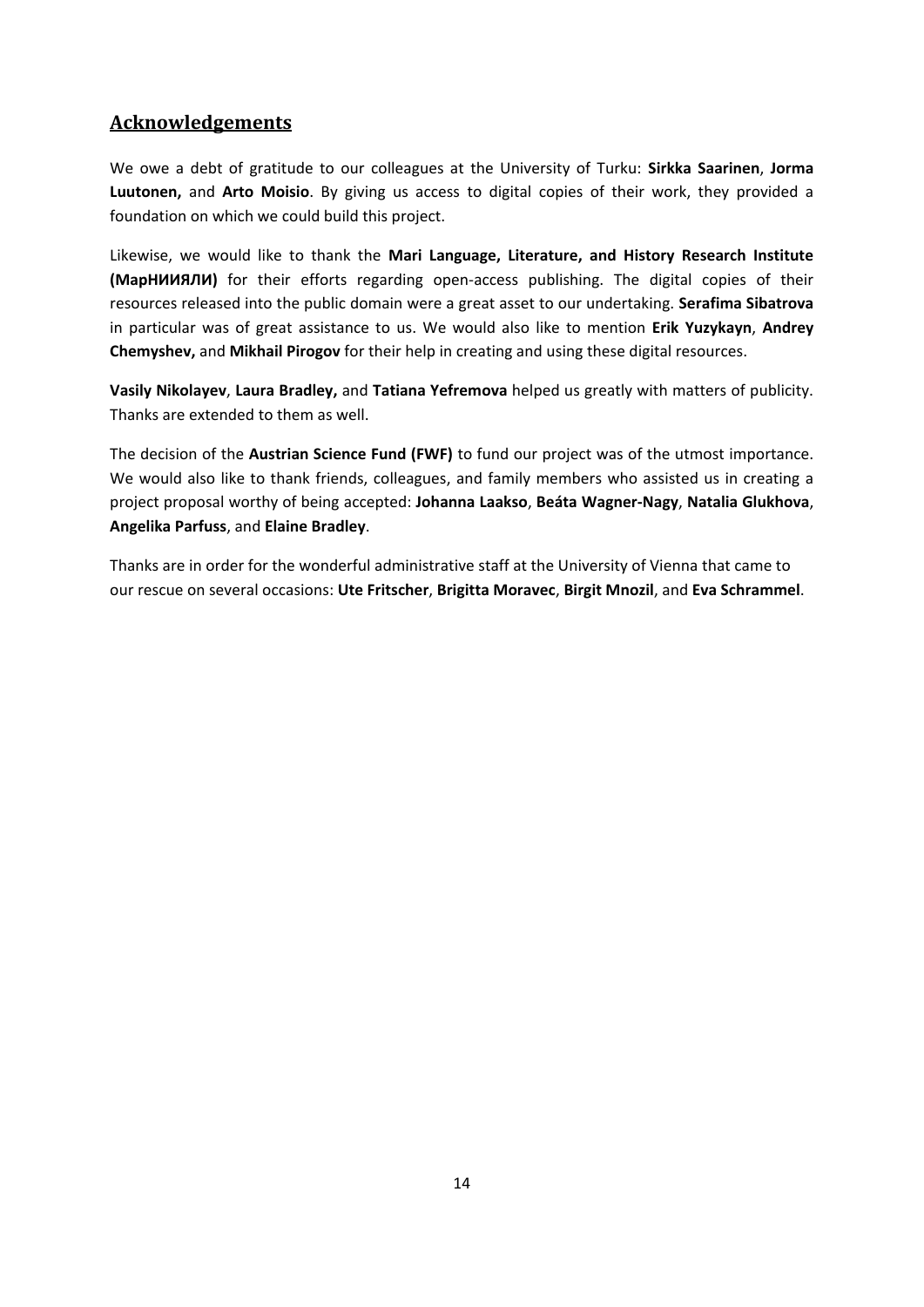## Acknowledgements

We owe a debt of gratitude to our colleagues at the University of Turku: **Sirkka Saarinen**, **Jorma Luutonen,** and **Arto Moisio**. By giving us access to digital copies of their work, they provided a foundation on which we could build this project.

Likewise, we would like to thank the **Mari Language, Literature, and History Research Institute (МарНИИЯЛИ)** for their efforts regarding open-access publishing. The digital copies of their resources released into the public domain were a great asset to our undertaking. **Serafima Sibatrova** in particular was of great assistance to us. We would also like to mention **Erik Yuzykayn**, **Andrey Chemyshev,** and **Mikhail Pirogov** for their help in creating and using these digital resources.

**Vasily Nikolayev**, **Laura Bradley,** and **Tatiana Yefremova** helped us greatly with matters of publicity. Thanks are extended to them as well.

The decision of the **Austrian Science Fund (FWF)** to fund our project was of the utmost importance. We would also like to thank friends, colleagues, and family members who assisted us in creating a project proposal worthy of being accepted: **Johanna Laakso**, **Beáta Wagner-Nagy**, **Natalia Glukhova**, **Angelika Parfuss**, and **Elaine Bradley**.

Thanks are in order for the wonderful administrative staff at the University of Vienna that came to our rescue on several occasions: **Ute Fritscher**, **Brigitta Moravec**, **Birgit Mnozil**, and **Eva Schrammel**.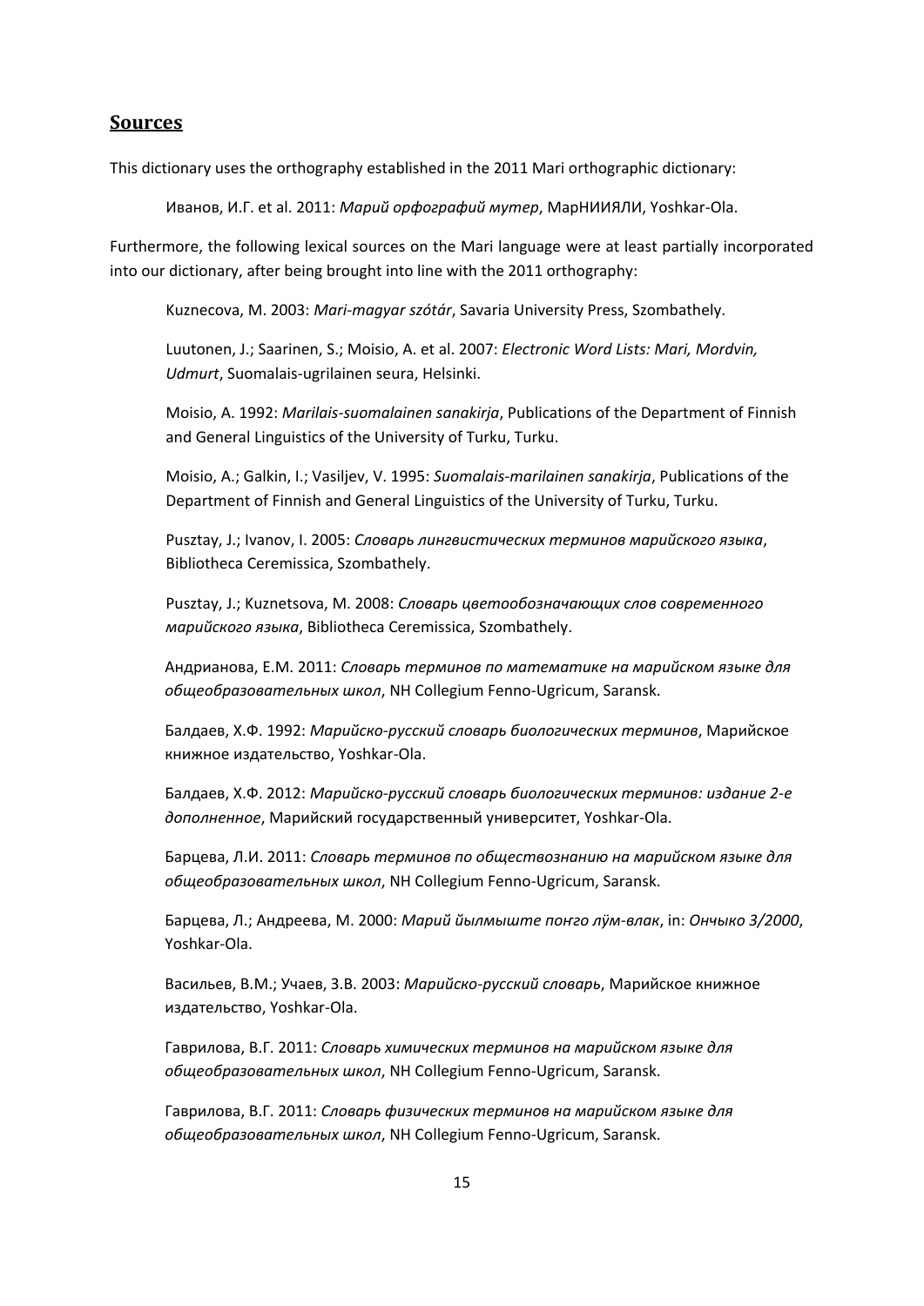## Sources

This dictionary uses the orthography established in the 2011 Mari orthographic dictionary:

Иванов, И.Г. et al. 2011: *Марий орфографий мутер*, МарНИИЯЛИ, Yoshkar-Ola.

Furthermore, the following lexical sources on the Mari language were at least partially incorporated into our dictionary, after being brought into line with the 2011 orthography:

Kuznecova, M. 2003: *Mari-magyar szótár*, Savaria University Press, Szombathely.

Luutonen, J.; Saarinen, S.; Moisio, A. et al. 2007: *Electronic Word Lists: Mari, Mordvin, Udmurt*, Suomalais-ugrilainen seura, Helsinki.

Moisio, A. 1992: *Marilais-suomalainen sanakirja*, Publications of the Department of Finnish and General Linguistics of the University of Turku, Turku.

Moisio, A.; Galkin, I.; Vasiljev, V. 1995: *Suomalais-marilainen sanakirja*, Publications of the Department of Finnish and General Linguistics of the University of Turku, Turku.

Pusztay, J.; Ivanov, I. 2005: *Словарь лингвистических терминов марийского языка*, Bibliotheca Ceremissica, Szombathely.

Pusztay, J.; Kuznetsova, M. 2008: *Словарь цветообозначающих слов современного марийского языка*, Bibliotheca Ceremissica, Szombathely.

Андрианова, Е.М. 2011: *Словарь терминов по математике на марийском языке для общеобразовательных школ*, NH Collegium Fenno-Ugricum, Saransk.

Балдаев, Х.Ф. 1992: *Марийско-русский словарь биологических терминов*, Марийское книжное издательство, Yoshkar-Ola.

Балдаев, Х.Ф. 2012: *Марийско-русский словарь биологических терминов: издание 2-е дополненное*, Марийский государственный университет, Yoshkar-Ola.

Барцева, Л.И. 2011: *Словарь терминов по обществознанию на марийском языке для общеобразовательных школ*, NH Collegium Fenno-Ugricum, Saransk.

Барцева, Л.; Андреева, М. 2000: *Марий йылмыште поҥго лӱм-влак*, in: *Ончыко 3/2000*, Yoshkar-Ola.

Васильев, В.М.; Учаев, З.В. 2003: *Марийско-русский словарь*, Марийское книжное издательство, Yoshkar-Ola.

Гаврилова, В.Г. 2011: *Словарь химических терминов на марийском языке для общеобразовательных школ*, NH Collegium Fenno-Ugricum, Saransk.

Гаврилова, В.Г. 2011: *Словарь физических терминов на марийском языке для общеобразовательных школ*, NH Collegium Fenno-Ugricum, Saransk.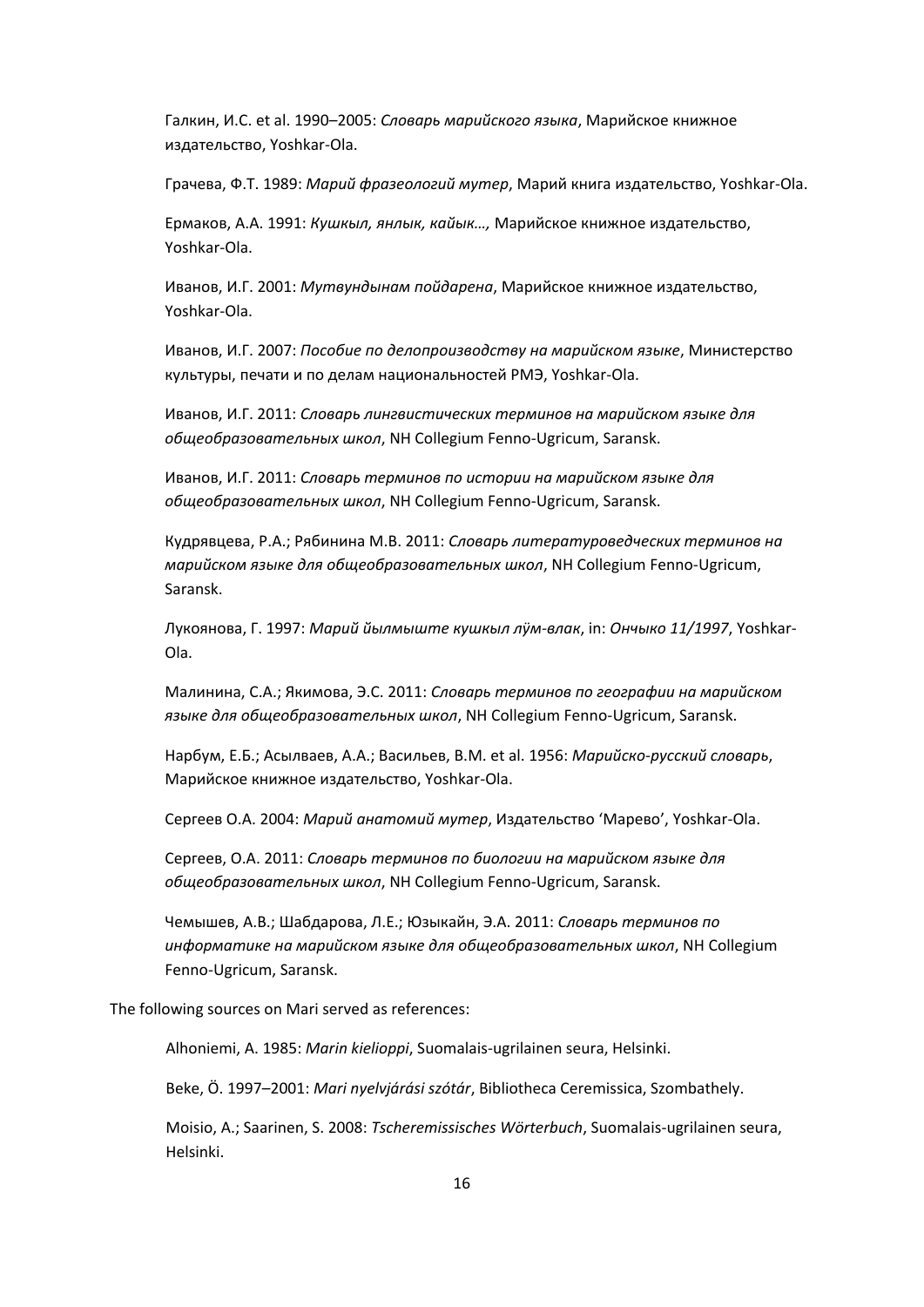Галкин, И.С. et al. 1990–2005: *Словарь марийского языка*, Марийское книжное издательство, Yoshkar-Ola.

Грачева, Ф.Т. 1989: *Марий фразеологий мутер*, Марий книга издательство, Yoshkar-Ola.

Ермаков, А.А. 1991: *Кушкыл, янлык, кайык…,* Марийское книжное издательство, Yoshkar-Ola.

Иванов, И.Г. 2001: *Мутвундынам пойдарена*, Марийское книжное издательство, Yoshkar-Ola.

Иванов, И.Г. 2007: *Пособие по делопроизводству на марийском языке*, Министерство культуры, печати и по делам национальностей РМЭ, Yoshkar-Ola.

Иванов, И.Г. 2011: *Словарь лингвистических терминов на марийском языке для общеобразовательных школ*, NH Collegium Fenno-Ugricum, Saransk.

Иванов, И.Г. 2011: *Словарь терминов по истории на марийском языке для общеобразовательных школ*, NH Collegium Fenno-Ugricum, Saransk.

Кудрявцева, Р.А.; Рябинина М.В. 2011: *Словарь литературоведческих терминов на марийском языке для общеобразовательных школ*, NH Collegium Fenno-Ugricum, Saransk.

Лукоянова, Г. 1997: *Марий йылмыште кушкыл лӱм-влак*, in: *Ончыко 11/1997*, Yoshkar-Ola.

Малинина, С.А.; Якимова, Э.С. 2011: *Словарь терминов по географии на марийском языке для общеобразовательных школ*, NH Collegium Fenno-Ugricum, Saransk.

Нарбум, Е.Б.; Асылваев, А.А.; Васильев, В.М. et al. 1956: *Марийско-русский словарь*, Марийское книжное издательство, Yoshkar-Ola.

Сергеев О.А. 2004: *Марий анатомий мутер*, Издательство 'Марево', Yoshkar-Ola.

Сергеев, О.А. 2011: *Словарь терминов по биологии на марийском языке для общеобразовательных школ*, NH Collegium Fenno-Ugricum, Saransk.

Чемышев, А.В.; Шабдарова, Л.Е.; Юзыкайн, Э.А. 2011: *Словарь терминов по информатике на марийском языке для общеобразовательных школ*, NH Collegium Fenno-Ugricum, Saransk.

The following sources on Mari served as references:

Alhoniemi, A. 1985: *Marin kielioppi*, Suomalais-ugrilainen seura, Helsinki.

Beke, Ö. 1997–2001: *Mari nyelvjárási szótár*, Bibliotheca Ceremissica, Szombathely.

Moisio, A.; Saarinen, S. 2008: *Tscheremissisches Wörterbuch*, Suomalais-ugrilainen seura, Helsinki.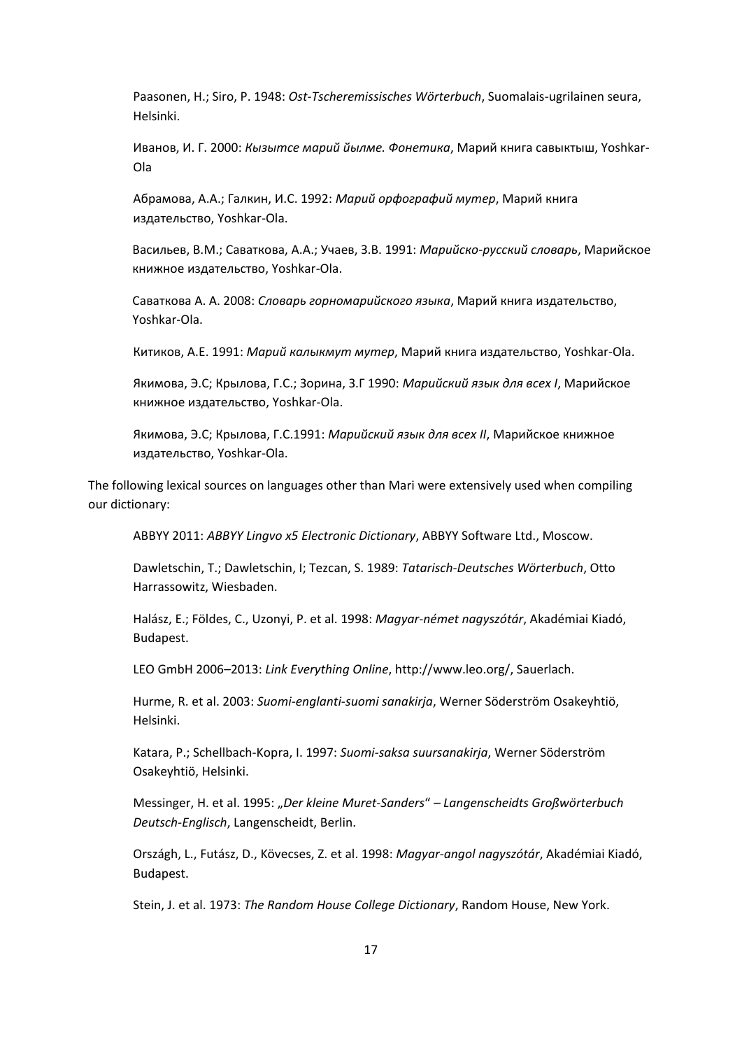Paasonen, H.; Siro, P. 1948: *Ost-Tscheremissisches Wörterbuch*, Suomalais-ugrilainen seura, Helsinki.

Иванов, И. Г. 2000: *Кызытсе марий йылме. Фонетика*, Марий книга савыктыш, Yoshkar-Ola

Абрамова, А.А.; Галкин, И.С. 1992: *Марий орфографий мутер*, Марий книга издательство, Yoshkar-Ola.

Васильев, В.М.; Саваткова, А.А.; Учаев, З.В. 1991: *Марийско-русский словарь*, Марийское книжное издательство, Yoshkar-Ola.

Саваткова А. А. 2008: *Словарь горномарийского языка*, Марий книга издательство, Yoshkar-Ola.

Китиков, А.Е. 1991: *Марий калыкмут мутер*, Марий книга издательство, Yoshkar-Ola.

Якимова, Э.С; Крылова, Г.С.; Зорина, З.Г 1990: *Марийский язык для всех I*, Марийское книжное издательство, Yoshkar-Ola.

Якимова, Э.С; Крылова, Г.С.1991: *Марийский язык для всех II*, Марийское книжное издательство, Yoshkar-Ola.

The following lexical sources on languages other than Mari were extensively used when compiling our dictionary:

ABBYY 2011: *ABBYY Lingvo x5 Electronic Dictionary*, ABBYY Software Ltd., Moscow.

Dawletschin, T.; Dawletschin, I; Tezcan, S. 1989: *Tatarisch-Deutsches Wörterbuch*, Otto Harrassowitz, Wiesbaden.

Halász, E.; Földes, C., Uzonyi, P. et al. 1998: *Magyar-német nagyszótár*, Akadémiai Kiadó, Budapest.

LEO GmbH 2006–2013: *Link Everything Online*, http://www.leo.org/, Sauerlach.

Hurme, R. et al. 2003: *Suomi-englanti-suomi sanakirja*, Werner Söderström Osakeyhtiö, Helsinki.

Katara, P.; Schellbach-Kopra, I. 1997: *Suomi-saksa suursanakirja*, Werner Söderström Osakeyhtiö, Helsinki.

Messinger, H. et al. 1995: *„Der kleine Muret-Sanders" – Langenscheidts Großwörterbuch Deutsch-Englisch*, Langenscheidt, Berlin.

Országh, L., Futász, D., Kövecses, Z. et al. 1998: *Magyar-angol nagyszótár*, Akadémiai Kiadó, Budapest.

Stein, J. et al. 1973: *The Random House College Dictionary*, Random House, New York.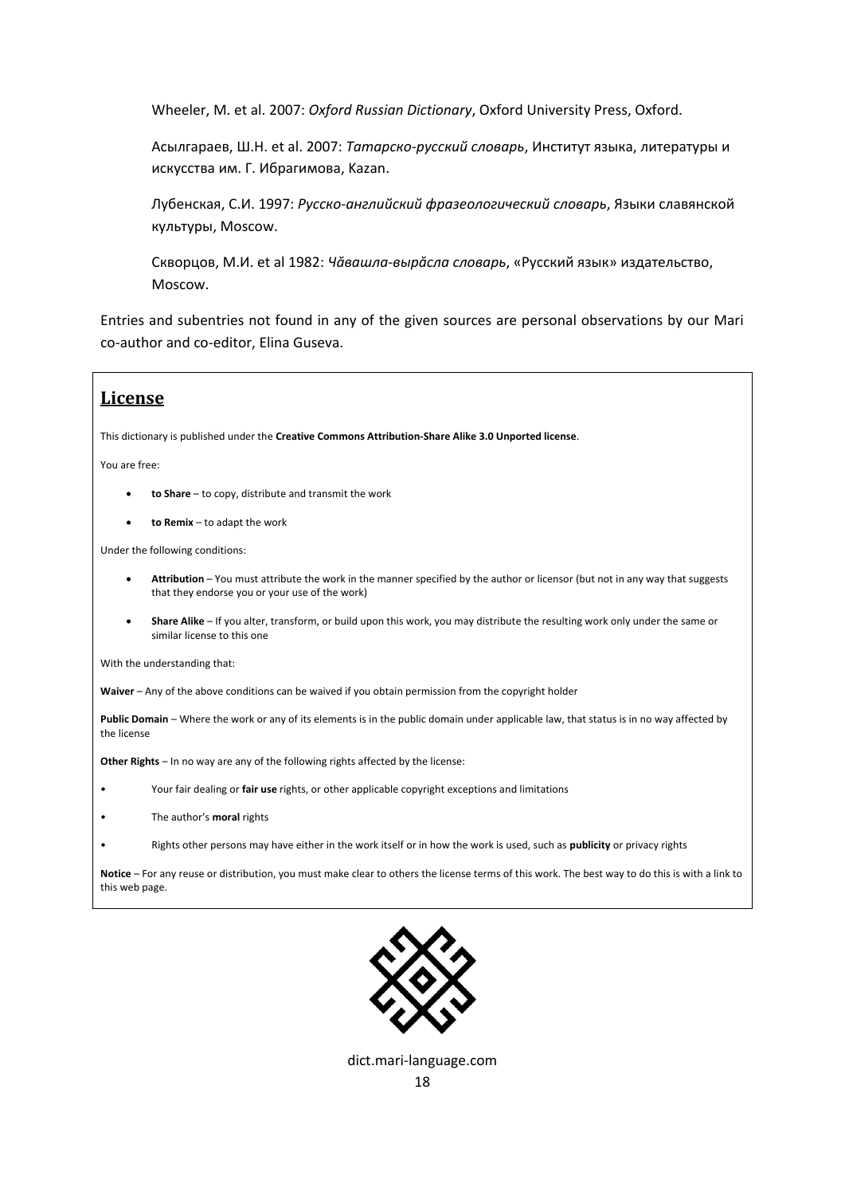Wheeler, M. et al. 2007: *Oxford Russian Dictionary*, Oxford University Press, Oxford.

Асылгараев, Ш.Н. et al. 2007: *Татарско-русский словарь*, Институт языка, литературы и искусства им. Г. Ибрагимова, Kazan.

Лубенская, С.И. 1997: *Русско-английский фразеологический словарь*, Языки славянской культуры, Moscow.

Скворцов, М.И. et al 1982: *Чӑвашла-вырӑсла словарь*, «Русский язык» издательство, Moscow.

Entries and subentries not found in any of the given sources are personal observations by our Mari co-author and co-editor, Elina Guseva.

## License

This dictionary is published under the **Creative Commons Attribution-Share Alike 3.0 Unported license**.

You are free:

- **to Share** – to copy, distribute and transmit the work
- **to Remix** – to adapt the work

Under the following conditions:

- **Attribution** – You must attribute the work in the manner specified by the author or licensor (but not in any way that suggests that they endorse you or your use of the work)
- **Share Alike** – If you alter, transform, or build upon this work, you may distribute the resulting work only under the same or similar license to this one

With the understanding that:

**Waiver** – Any of the above conditions can be waived if you obtain permission from the copyright holder

**Public Domain** – Where the work or any of its elements is in the public domain under applicable law, that status is in no way affected by the license

**Other Rights** – In no way are any of the following rights affected by the license:

- Your fair dealing or **fair use** rights, or other applicable copyright exceptions and limitations
- The author's **moral** rights
- Rights other persons may have either in the work itself or in how the work is used, such as **publicity** or privacy rights

**Notice** – For any reuse or distribution, you must make clear to others the license terms of this work. The best way to do this is with a link to this web page.

dict.mari-language.com